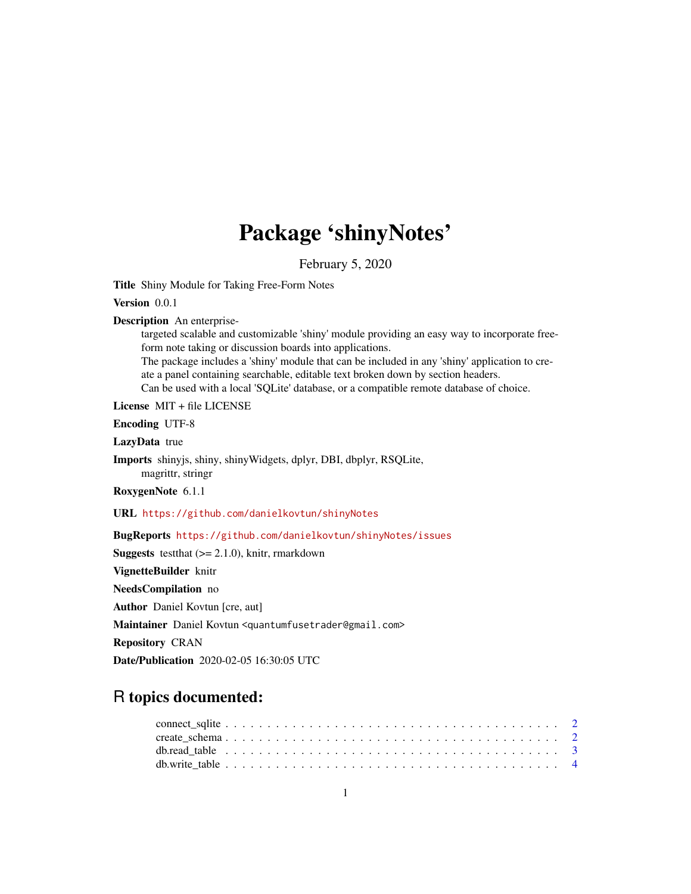# Package 'shinyNotes'

February 5, 2020

**Title** Shiny Module for Taking Free-Form Notes

**Version** 0.0.1

**Description** An enterprise-targeted scalable and customizable 'shiny' module providing an easy way to incorporate free-form note taking or discussion boards into applications.
The package includes a 'shiny' module that can be included in any 'shiny' application to create a panel containing searchable, editable text broken down by section headers.
Can be used with a local 'SQLite' database, or a compatible remote database of choice.

**License** MIT + file LICENSE

**Encoding** UTF-8

**LazyData** true

**Imports** shinyjs, shiny, shinyWidgets, dplyr, DBI, dbplyr, RSQLite, magrittr, stringr

**RoxygenNote** 6.1.1

**URL** https://github.com/danielkovtun/shinyNotes

**BugReports** https://github.com/danielkovtun/shinyNotes/issues

**Suggests** testthat (>= 2.1.0), knitr, rmarkdown

**VignetteBuilder** knitr

**NeedsCompilation** no

**Author** Daniel Kovtun [cre, aut]

**Maintainer** Daniel Kovtun <quantumfusetrader@gmail.com>

**Repository** CRAN

**Date/Publication** 2020-02-05 16:30:05 UTC

## R topics documented:

- connect_sqlite . . . . . . . . . . . . . . . . . . . . . . . . . . . . . . . . . . . . . . . 2
- create_schema . . . . . . . . . . . . . . . . . . . . . . . . . . . . . . . . . . . . . . . 2
- db.read_table . . . . . . . . . . . . . . . . . . . . . . . . . . . . . . . . . . . . . . . 3
- db.write_table . . . . . . . . . . . . . . . . . . . . . . . . . . . . . . . . . . . . . . . 4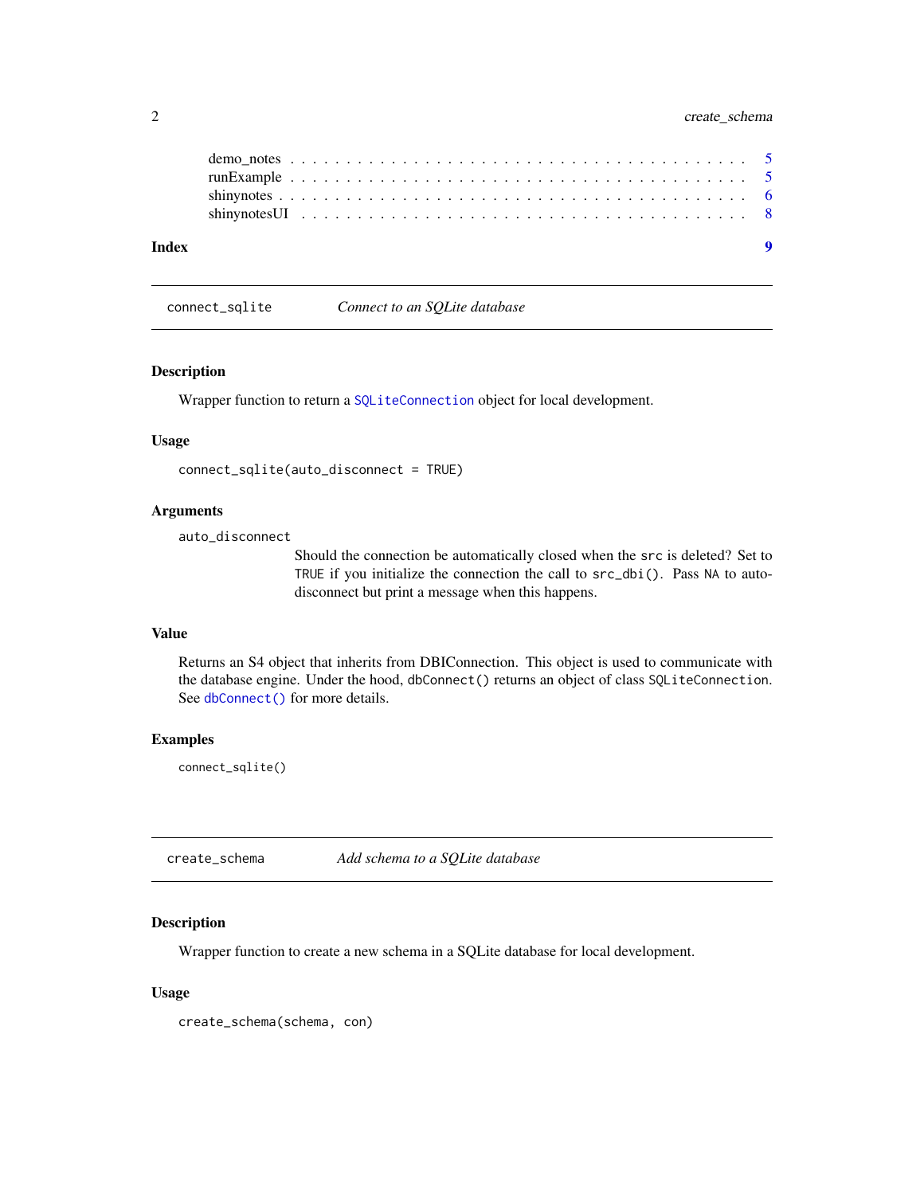demo_notes . . . . . . . . . . . . . . . . . . . . . . . . . . . . . . . . . . . . . 5
runExample . . . . . . . . . . . . . . . . . . . . . . . . . . . . . . . . . . . . . 5
shinynotes . . . . . . . . . . . . . . . . . . . . . . . . . . . . . . . . . . . . . 6
shinynotesUI . . . . . . . . . . . . . . . . . . . . . . . . . . . . . . . . . . . . 8

**Index** **9**

---

`connect_sqlite` *Connect to an SQLite database*

---

### Description

Wrapper function to return a `SQLiteConnection` object for local development.

### Usage

```
connect_sqlite(auto_disconnect = TRUE)
```

### Arguments

`auto_disconnect`
Should the connection be automatically closed when the `src` is deleted? Set to `TRUE` if you initialize the connection the call to `src_dbi()`. Pass `NA` to auto-disconnect but print a message when this happens.

### Value

Returns an S4 object that inherits from DBIConnection. This object is used to communicate with the database engine. Under the hood, `dbConnect()` returns an object of class `SQLiteConnection`. See `dbConnect()` for more details.

### Examples

```
connect_sqlite()
```

---

`create_schema` *Add schema to a SQLite database*

---

### Description

Wrapper function to create a new schema in a SQLite database for local development.

### Usage

```
create_schema(schema, con)
```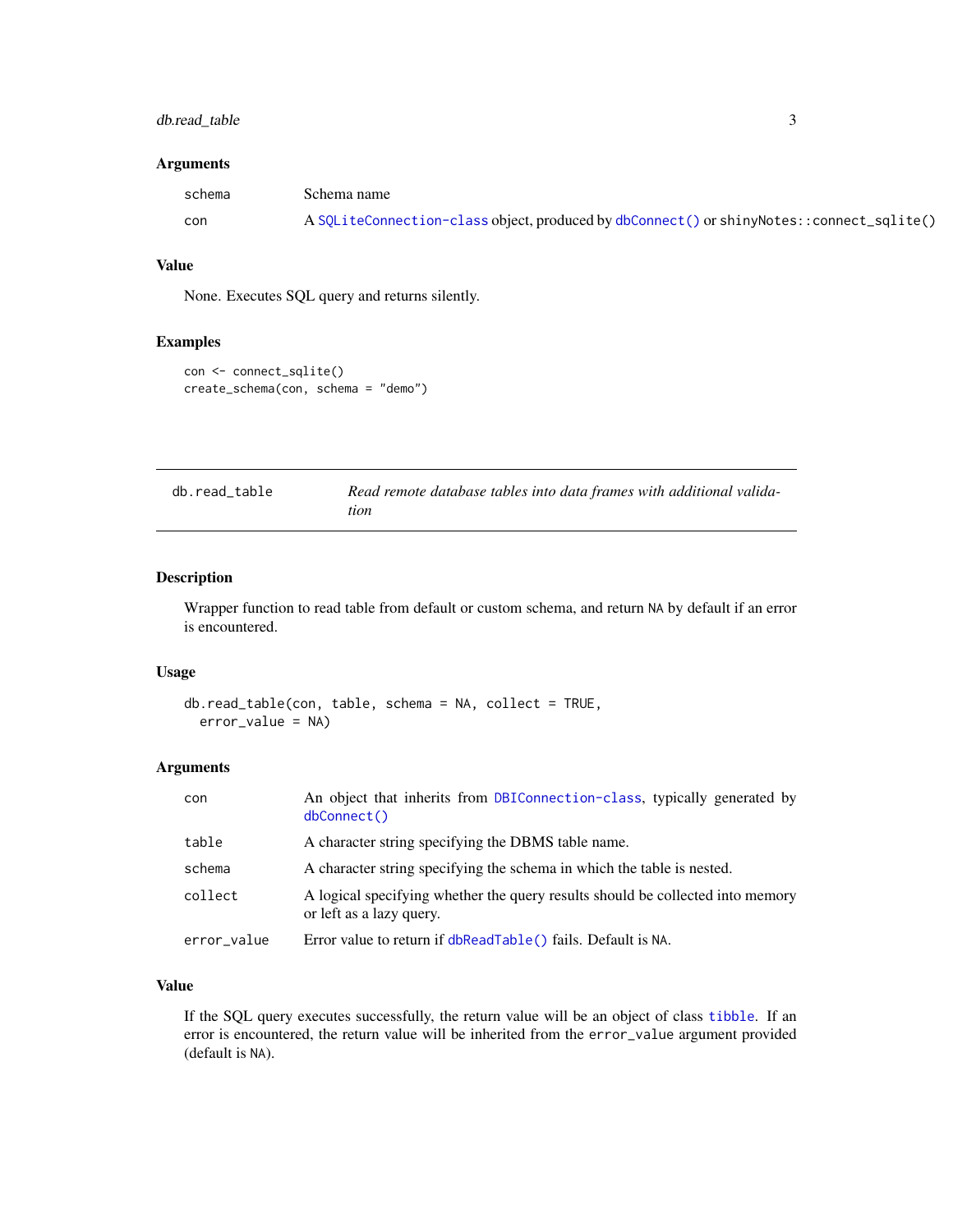## Arguments

| | |
|---|---|
| schema | Schema name |
| con | A `SQLiteConnection-class` object, produced by `dbConnect()` or `shinyNotes::connect_sqlite()` |

## Value

None. Executes SQL query and returns silently.

## Examples

```
con <- connect_sqlite()
create_schema(con, schema = "demo")
```

---

# db.read_table — *Read remote database tables into data frames with additional validation*

---

## Description

Wrapper function to read table from default or custom schema, and return `NA` by default if an error is encountered.

## Usage

```
db.read_table(con, table, schema = NA, collect = TRUE,
  error_value = NA)
```

## Arguments

| | |
|---|---|
| con | An object that inherits from `DBIConnection-class`, typically generated by `dbConnect()` |
| table | A character string specifying the DBMS table name. |
| schema | A character string specifying the schema in which the table is nested. |
| collect | A logical specifying whether the query results should be collected into memory or left as a lazy query. |
| error_value | Error value to return if `dbReadTable()` fails. Default is `NA`. |

## Value

If the SQL query executes successfully, the return value will be an object of class `tibble`. If an error is encountered, the return value will be inherited from the `error_value` argument provided (default is `NA`).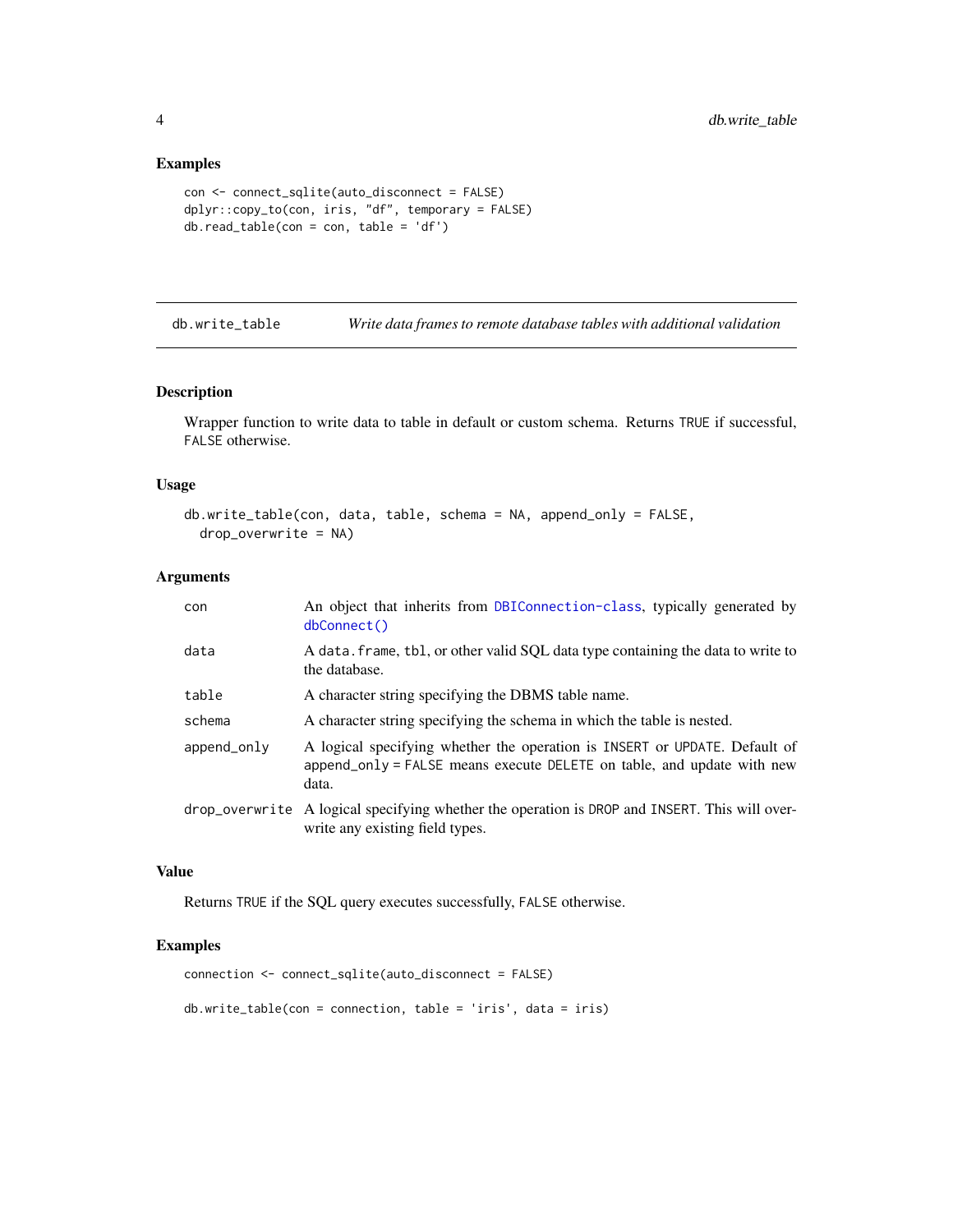### Examples

```
con <- connect_sqlite(auto_disconnect = FALSE)
dplyr::copy_to(con, iris, "df", temporary = FALSE)
db.read_table(con = con, table = 'df')
```

## db.write_table — *Write data frames to remote database tables with additional validation*

### Description

Wrapper function to write data to table in default or custom schema. Returns `TRUE` if successful, `FALSE` otherwise.

### Usage

```
db.write_table(con, data, table, schema = NA, append_only = FALSE,
  drop_overwrite = NA)
```

### Arguments

| | |
|---|---|
| `con` | An object that inherits from `DBIConnection-class`, typically generated by `dbConnect()` |
| `data` | A `data.frame`, `tbl`, or other valid SQL data type containing the data to write to the database. |
| `table` | A character string specifying the DBMS table name. |
| `schema` | A character string specifying the schema in which the table is nested. |
| `append_only` | A logical specifying whether the operation is `INSERT` or `UPDATE`. Default of `append_only = FALSE` means execute `DELETE` on table, and update with new data. |
| `drop_overwrite` | A logical specifying whether the operation is `DROP` and `INSERT`. This will overwrite any existing field types. |

### Value

Returns `TRUE` if the SQL query executes successfully, `FALSE` otherwise.

### Examples

```
connection <- connect_sqlite(auto_disconnect = FALSE)

db.write_table(con = connection, table = 'iris', data = iris)
```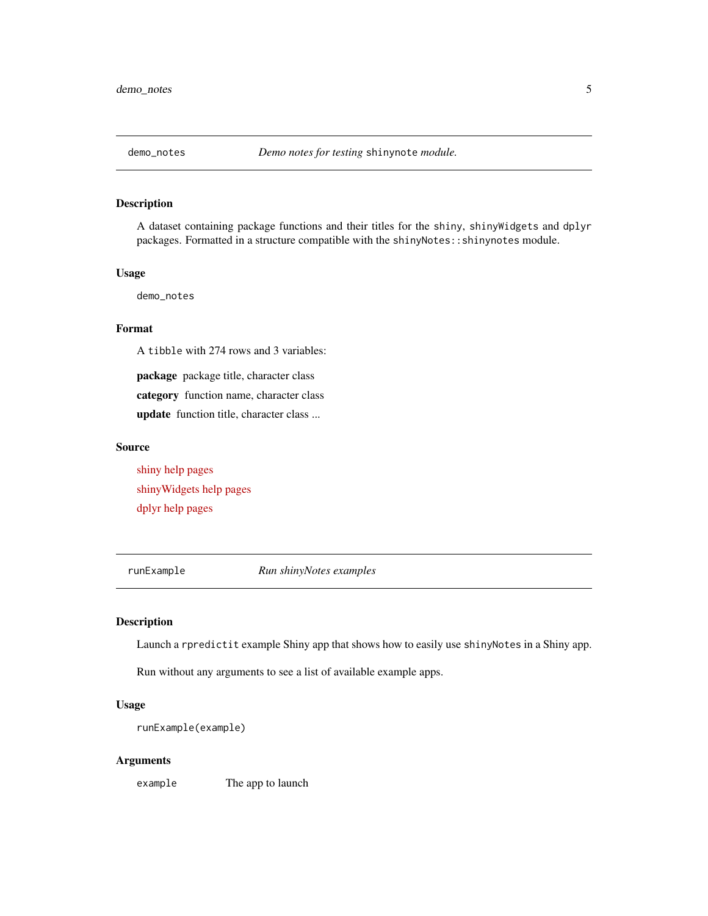## demo_notes — *Demo notes for testing* `shinynote` *module.*

### Description

A dataset containing package functions and their titles for the `shiny`, `shinyWidgets` and `dplyr` packages. Formatted in a structure compatible with the `shinyNotes::shinynotes` module.

### Usage

```
demo_notes
```

### Format

A `tibble` with 274 rows and 3 variables:

**package** package title, character class

**category** function name, character class

**update** function title, character class ...

### Source

shiny help pages

shinyWidgets help pages

dplyr help pages

## runExample — *Run shinyNotes examples*

### Description

Launch a `rpredictit` example Shiny app that shows how to easily use `shinyNotes` in a Shiny app.

Run without any arguments to see a list of available example apps.

### Usage

```
runExample(example)
```

### Arguments

| | |
|---|---|
| `example` | The app to launch |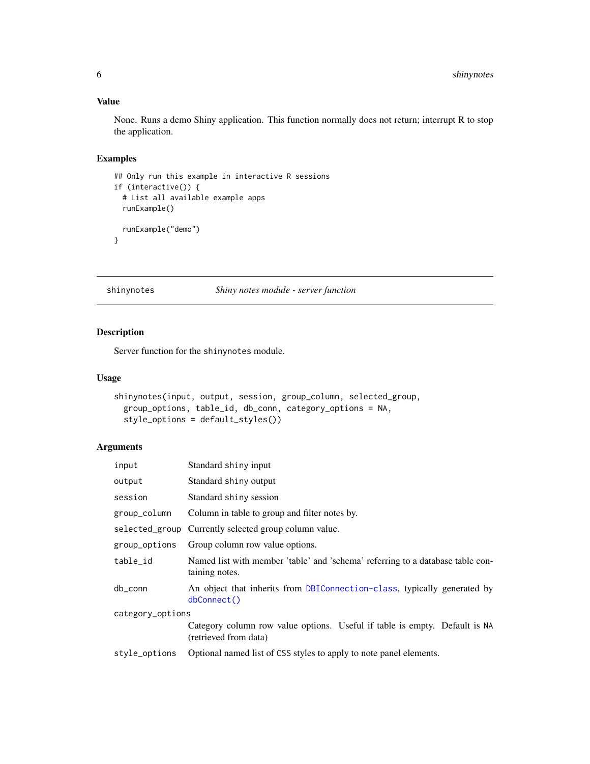### Value

None. Runs a demo Shiny application. This function normally does not return; interrupt R to stop the application.

### Examples

```
## Only run this example in interactive R sessions
if (interactive()) {
  # List all available example apps
  runExample()

  runExample("demo")
}
```

---

## shinynotes — *Shiny notes module - server function*

### Description

Server function for the `shinynotes` module.

### Usage

```
shinynotes(input, output, session, group_column, selected_group,
  group_options, table_id, db_conn, category_options = NA,
  style_options = default_styles())
```

### Arguments

| Argument | Description |
| --- | --- |
| `input` | Standard shiny input |
| `output` | Standard shiny output |
| `session` | Standard shiny session |
| `group_column` | Column in table to group and filter notes by. |
| `selected_group` | Currently selected group column value. |
| `group_options` | Group column row value options. |
| `table_id` | Named list with member 'table' and 'schema' referring to a database table containing notes. |
| `db_conn` | An object that inherits from `DBIConnection-class`, typically generated by `dbConnect()` |
| `category_options` | Category column row value options. Useful if table is empty. Default is `NA` (retrieved from data) |
| `style_options` | Optional named list of CSS styles to apply to note panel elements. |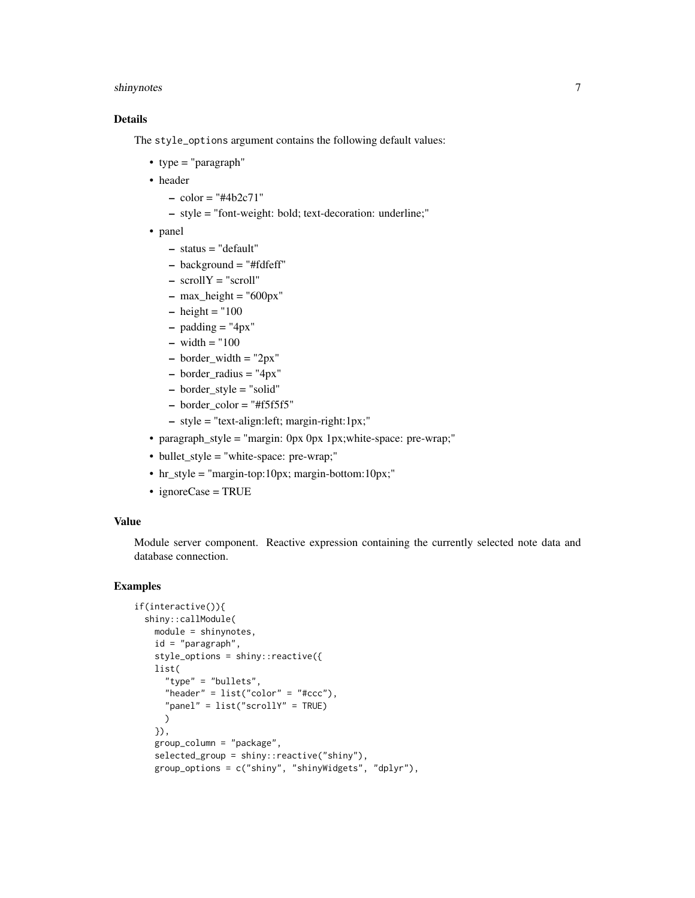## Details

The `style_options` argument contains the following default values:

- type = "paragraph"
- header
  - color = "#4b2c71"
  - style = "font-weight: bold; text-decoration: underline;"
- panel
  - status = "default"
  - background = "#fdfeff"
  - scrollY = "scroll"
  - max_height = "600px"
  - height = "100
  - padding = "4px"
  - width = "100
  - border_width = "2px"
  - border_radius = "4px"
  - border_style = "solid"
  - border_color = "#f5f5f5"
  - style = "text-align:left; margin-right:1px;"
- paragraph_style = "margin: 0px 0px 1px;white-space: pre-wrap;"
- bullet_style = "white-space: pre-wrap;"
- hr_style = "margin-top:10px; margin-bottom:10px;"
- ignoreCase = TRUE

## Value

Module server component. Reactive expression containing the currently selected note data and database connection.

## Examples

```
if(interactive()){
  shiny::callModule(
    module = shinynotes,
    id = "paragraph",
    style_options = shiny::reactive({
    list(
      "type" = "bullets",
      "header" = list("color" = "#ccc"),
      "panel" = list("scrollY" = TRUE)
      )
    }),
    group_column = "package",
    selected_group = shiny::reactive("shiny"),
    group_options = c("shiny", "shinyWidgets", "dplyr"),
```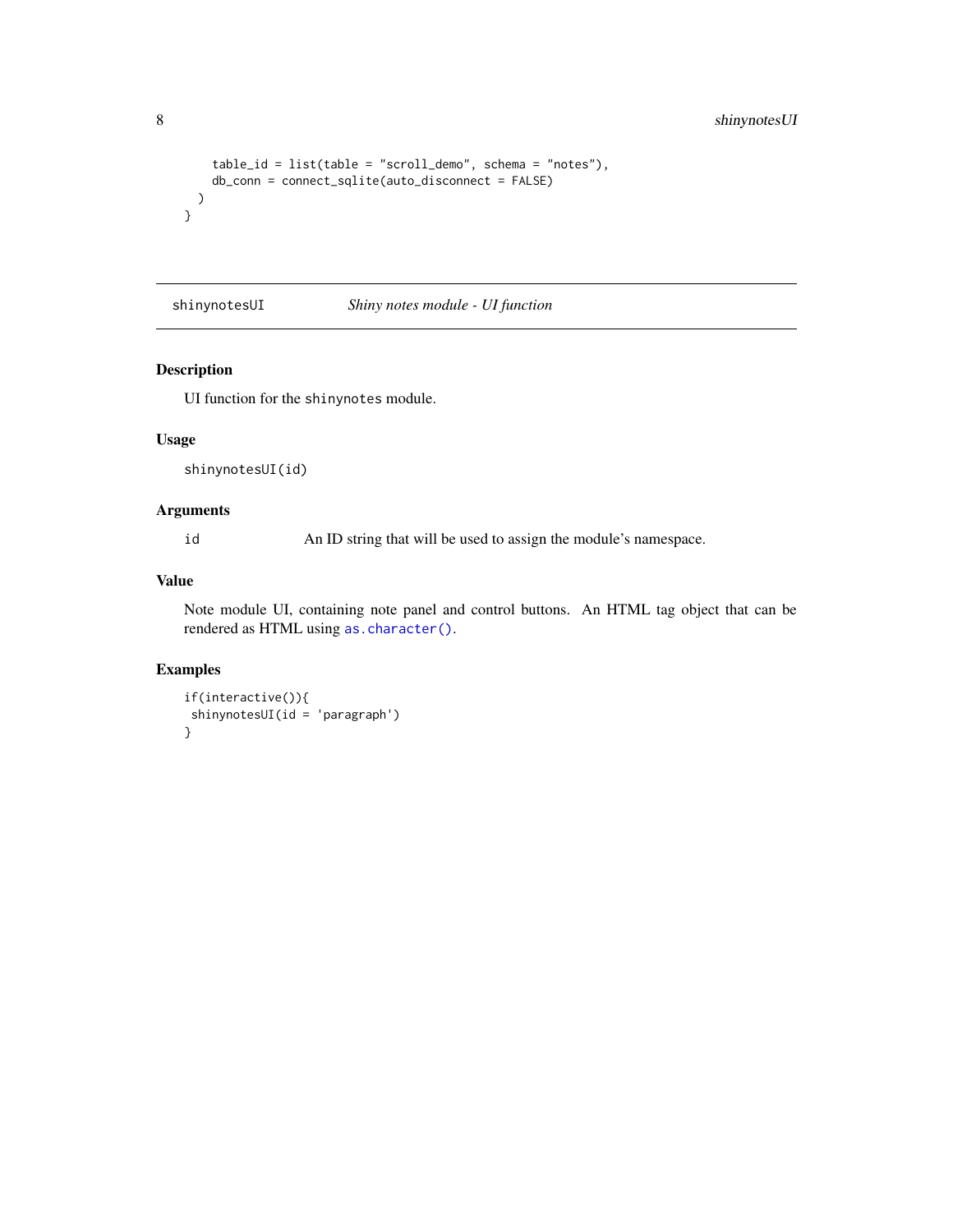```
    table_id = list(table = "scroll_demo", schema = "notes"),
    db_conn = connect_sqlite(auto_disconnect = FALSE)
  )
}
```

## shinynotesUI &nbsp;&nbsp;&nbsp;&nbsp; *Shiny notes module - UI function*

### Description

UI function for the `shinynotes` module.

### Usage

```
shinynotesUI(id)
```

### Arguments

| | |
|---|---|
| `id` | An ID string that will be used to assign the module's namespace. |

### Value

Note module UI, containing note panel and control buttons. An HTML tag object that can be rendered as HTML using `as.character()`.

### Examples

```
if(interactive()){
 shinynotesUI(id = 'paragraph')
}
```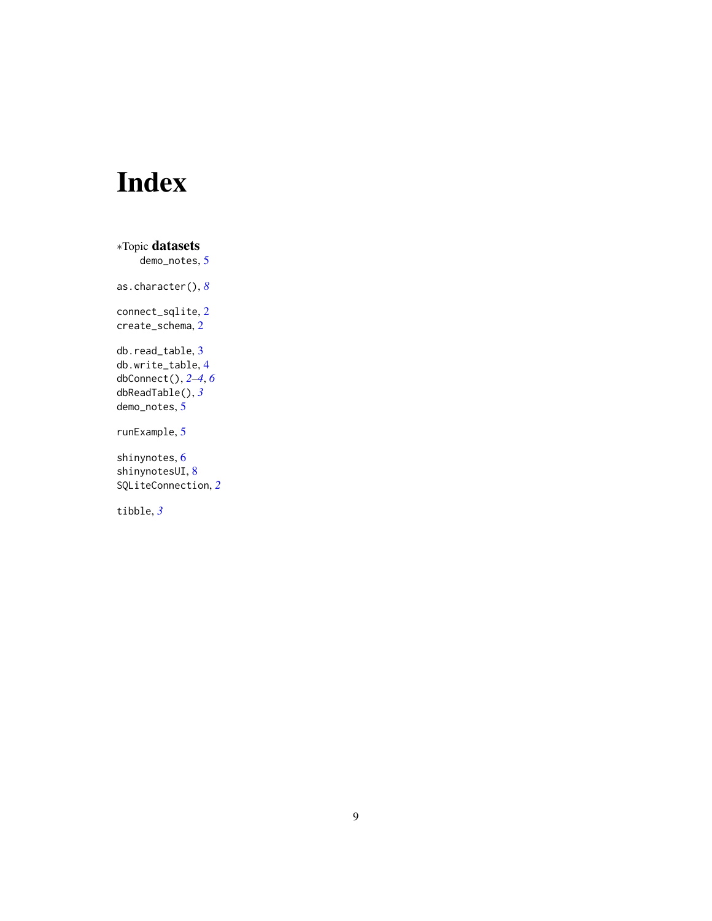# Index

*Topic **datasets**
    demo_notes, 5

as.character(), *8*

connect_sqlite, 2
create_schema, 2

db.read_table, 3
db.write_table, 4
dbConnect(), *2–4*, *6*
dbReadTable(), *3*
demo_notes, 5

runExample, 5

shinynotes, 6
shinynotesUI, 8
SQLiteConnection, *2*

tibble, *3*